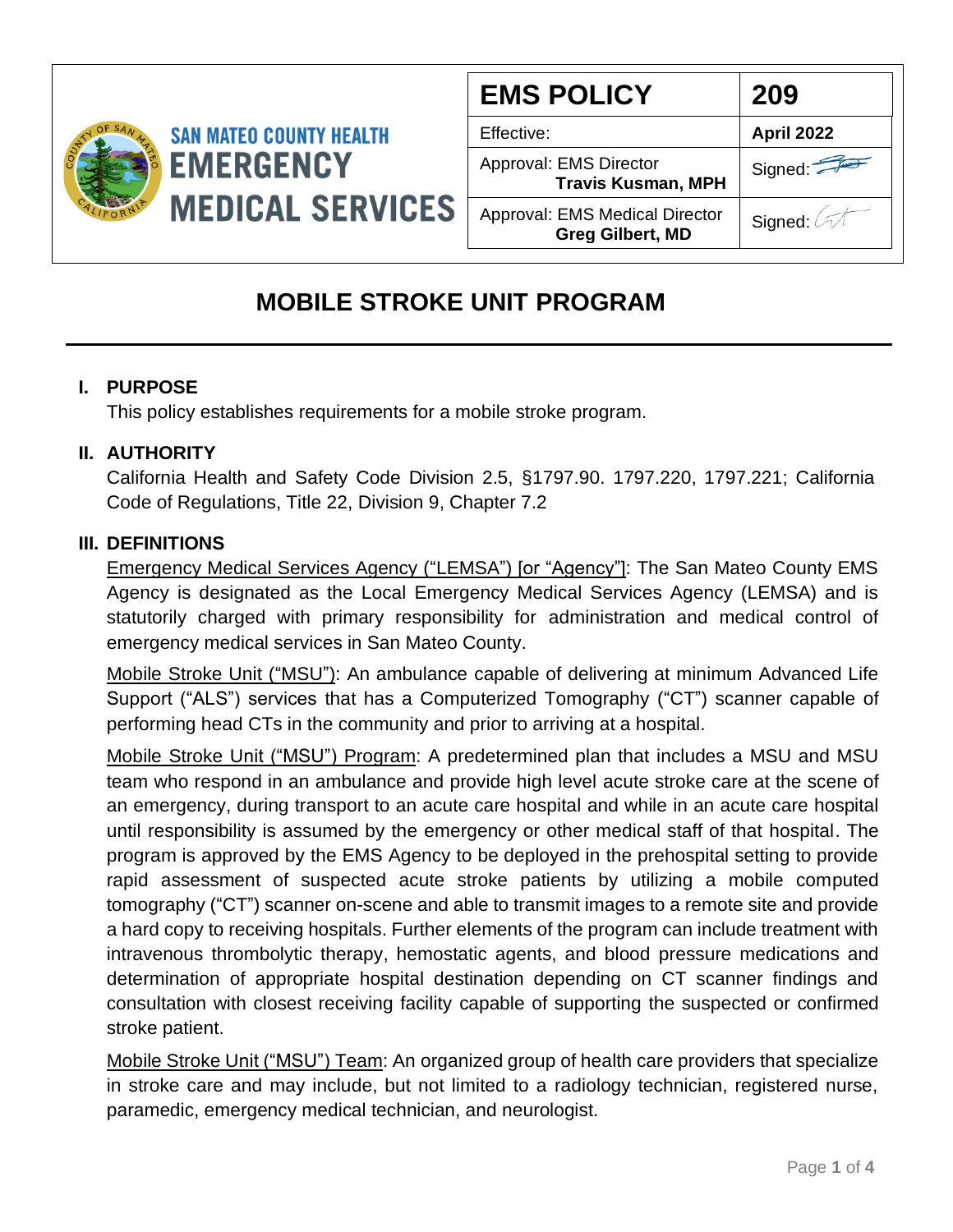SAN MATEO COUNTY HEALTH
EMERGENCY MEDICAL SERVICES

| EMS POLICY | 209 |
| --- | --- |
| Effective: | **April 2022** |
| Approval: EMS Director **Travis Kusman, MPH** | Signed: |
| Approval: EMS Medical Director **Greg Gilbert, MD** | Signed: |

# MOBILE STROKE UNIT PROGRAM

## I. PURPOSE

This policy establishes requirements for a mobile stroke program.

## II. AUTHORITY

California Health and Safety Code Division 2.5, §1797.90. 1797.220, 1797.221; California Code of Regulations, Title 22, Division 9, Chapter 7.2

## III. DEFINITIONS

Emergency Medical Services Agency ("LEMSA") [or "Agency"]: The San Mateo County EMS Agency is designated as the Local Emergency Medical Services Agency (LEMSA) and is statutorily charged with primary responsibility for administration and medical control of emergency medical services in San Mateo County.

Mobile Stroke Unit ("MSU"): An ambulance capable of delivering at minimum Advanced Life Support ("ALS") services that has a Computerized Tomography ("CT") scanner capable of performing head CTs in the community and prior to arriving at a hospital.

Mobile Stroke Unit ("MSU") Program: A predetermined plan that includes a MSU and MSU team who respond in an ambulance and provide high level acute stroke care at the scene of an emergency, during transport to an acute care hospital and while in an acute care hospital until responsibility is assumed by the emergency or other medical staff of that hospital. The program is approved by the EMS Agency to be deployed in the prehospital setting to provide rapid assessment of suspected acute stroke patients by utilizing a mobile computed tomography ("CT") scanner on-scene and able to transmit images to a remote site and provide a hard copy to receiving hospitals. Further elements of the program can include treatment with intravenous thrombolytic therapy, hemostatic agents, and blood pressure medications and determination of appropriate hospital destination depending on CT scanner findings and consultation with closest receiving facility capable of supporting the suspected or confirmed stroke patient.

Mobile Stroke Unit ("MSU") Team: An organized group of health care providers that specialize in stroke care and may include, but not limited to a radiology technician, registered nurse, paramedic, emergency medical technician, and neurologist.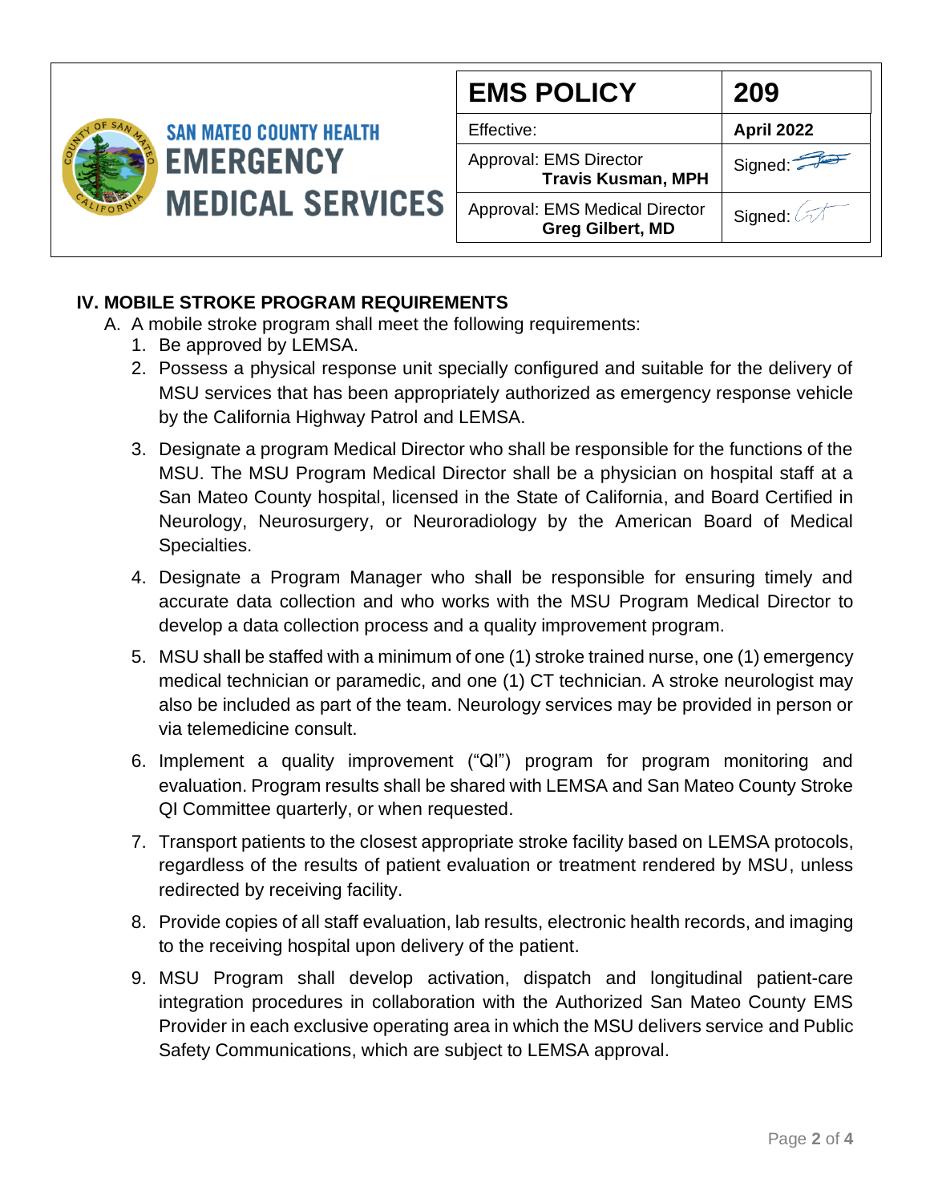## IV. MOBILE STROKE PROGRAM REQUIREMENTS

A. A mobile stroke program shall meet the following requirements:

1. Be approved by LEMSA.
2. Possess a physical response unit specially configured and suitable for the delivery of MSU services that has been appropriately authorized as emergency response vehicle by the California Highway Patrol and LEMSA.
3. Designate a program Medical Director who shall be responsible for the functions of the MSU. The MSU Program Medical Director shall be a physician on hospital staff at a San Mateo County hospital, licensed in the State of California, and Board Certified in Neurology, Neurosurgery, or Neuroradiology by the American Board of Medical Specialties.
4. Designate a Program Manager who shall be responsible for ensuring timely and accurate data collection and who works with the MSU Program Medical Director to develop a data collection process and a quality improvement program.
5. MSU shall be staffed with a minimum of one (1) stroke trained nurse, one (1) emergency medical technician or paramedic, and one (1) CT technician. A stroke neurologist may also be included as part of the team. Neurology services may be provided in person or via telemedicine consult.
6. Implement a quality improvement ("QI") program for program monitoring and evaluation. Program results shall be shared with LEMSA and San Mateo County Stroke QI Committee quarterly, or when requested.
7. Transport patients to the closest appropriate stroke facility based on LEMSA protocols, regardless of the results of patient evaluation or treatment rendered by MSU, unless redirected by receiving facility.
8. Provide copies of all staff evaluation, lab results, electronic health records, and imaging to the receiving hospital upon delivery of the patient.
9. MSU Program shall develop activation, dispatch and longitudinal patient-care integration procedures in collaboration with the Authorized San Mateo County EMS Provider in each exclusive operating area in which the MSU delivers service and Public Safety Communications, which are subject to LEMSA approval.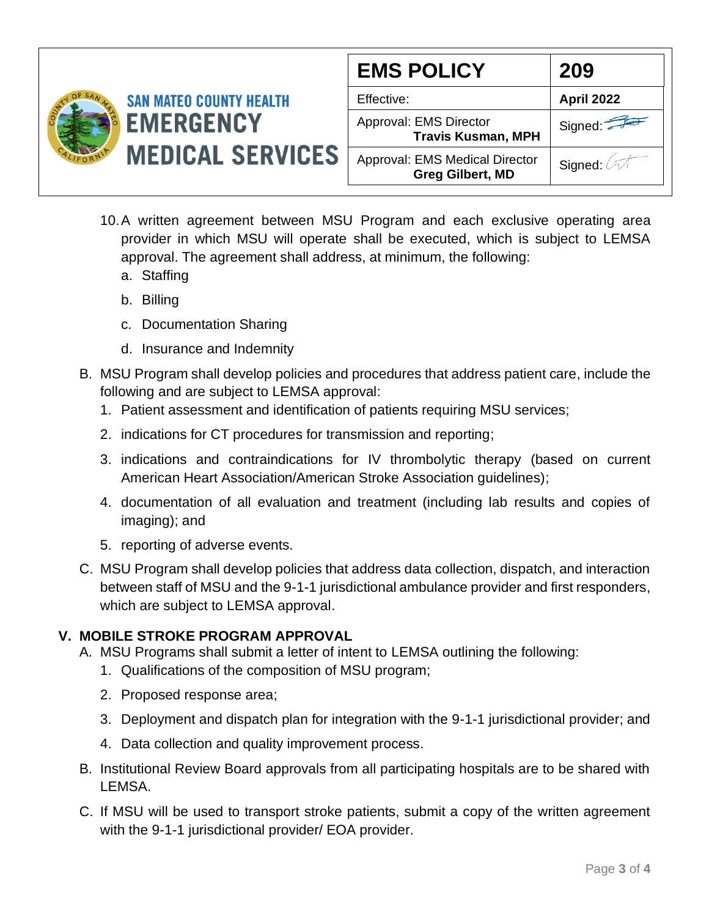10. A written agreement between MSU Program and each exclusive operating area provider in which MSU will operate shall be executed, which is subject to LEMSA approval. The agreement shall address, at minimum, the following:
    a. Staffing
    b. Billing
    c. Documentation Sharing
    d. Insurance and Indemnity

B. MSU Program shall develop policies and procedures that address patient care, include the following and are subject to LEMSA approval:
   1. Patient assessment and identification of patients requiring MSU services;
   2. indications for CT procedures for transmission and reporting;
   3. indications and contraindications for IV thrombolytic therapy (based on current American Heart Association/American Stroke Association guidelines);
   4. documentation of all evaluation and treatment (including lab results and copies of imaging); and
   5. reporting of adverse events.

C. MSU Program shall develop policies that address data collection, dispatch, and interaction between staff of MSU and the 9-1-1 jurisdictional ambulance provider and first responders, which are subject to LEMSA approval.

## V. MOBILE STROKE PROGRAM APPROVAL

A. MSU Programs shall submit a letter of intent to LEMSA outlining the following:
   1. Qualifications of the composition of MSU program;
   2. Proposed response area;
   3. Deployment and dispatch plan for integration with the 9-1-1 jurisdictional provider; and
   4. Data collection and quality improvement process.

B. Institutional Review Board approvals from all participating hospitals are to be shared with LEMSA.

C. If MSU will be used to transport stroke patients, submit a copy of the written agreement with the 9-1-1 jurisdictional provider/ EOA provider.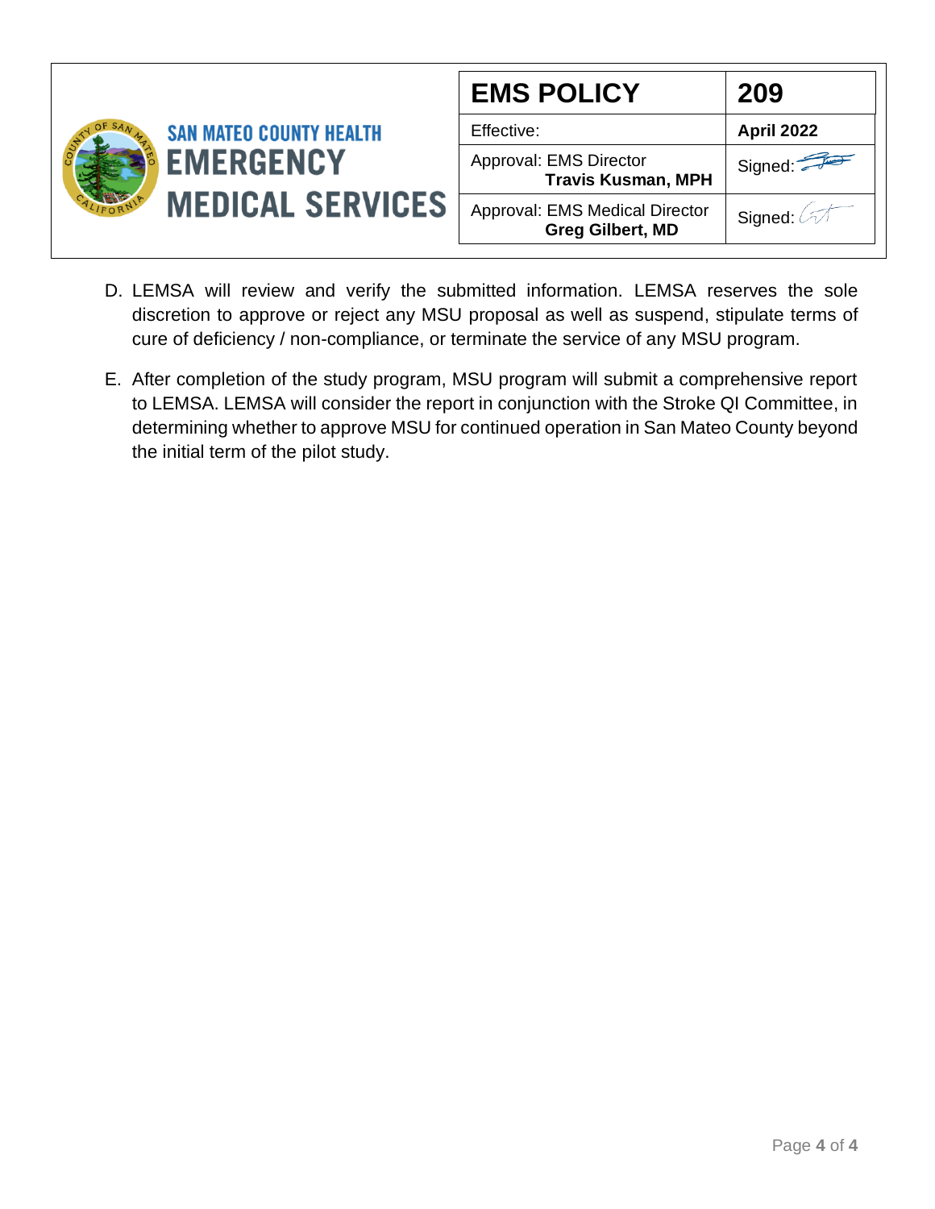D. LEMSA will review and verify the submitted information. LEMSA reserves the sole discretion to approve or reject any MSU proposal as well as suspend, stipulate terms of cure of deficiency / non-compliance, or terminate the service of any MSU program.

E. After completion of the study program, MSU program will submit a comprehensive report to LEMSA. LEMSA will consider the report in conjunction with the Stroke QI Committee, in determining whether to approve MSU for continued operation in San Mateo County beyond the initial term of the pilot study.